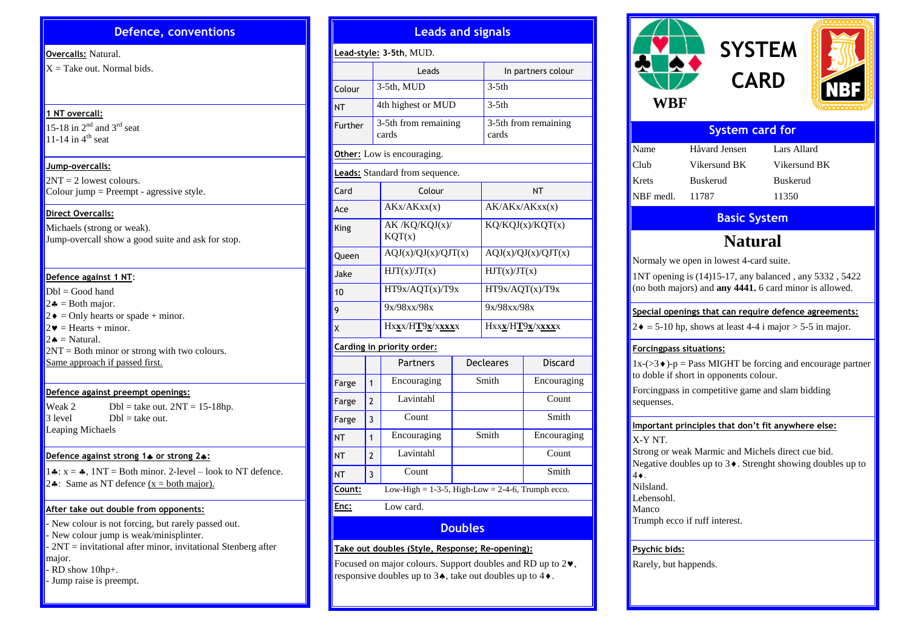## Defence, conventions

**Overcalls:** Natural.

X = Take out. Normal bids.

**1 NT overcall:**

15-18 in 2nd and 3rd seat
11-14 in 4th seat

**Jump-overcalls:**

2NT = 2 lowest colours.
Colour jump = Preempt - agressive style.

**Direct Overcalls:**

Michaels (strong or weak).
Jump-overcall show a good suite and ask for stop.

**Defence against 1 NT:**

Dbl = Good hand
2♣ = Both major.
2♦ = Only hearts or spade + minor.
2♥ = Hearts + minor.
2♠ = Natural.
2NT = Both minor or strong with two colours.
Same approach if passed first.

**Defence against preempt openings:**

Weak 2 — Dbl = take out. 2NT = 15-18hp.
3 level — Dbl = take out.
Leaping Michaels

**Defence against strong 1♣ or strong 2♣:**

1♣: x = ♣, 1NT = Both minor. 2-level – look to NT defence.
2♣: Same as NT defence (x = both major).

**After take out double from opponents:**

- New colour is not forcing, but rarely passed out.
- New colour jump is weak/minisplinter.
- 2NT = invitational after minor, invitational Stenberg after major.
- RD show 10hp+.
- Jump raise is preempt.

## Leads and signals

**Lead-style:** 3-5th, MUD.

| | Leads | In partners colour |
|---|---|---|
| Colour | 3-5th, MUD | 3-5th |
| NT | 4th highest or MUD | 3-5th |
| Further | 3-5th from remaining cards | 3-5th from remaining cards |

**Other:** Low is encouraging.

**Leads:** Standard from sequence.

| Card | Colour | NT |
|---|---|---|
| Ace | AKx/AKxx(x) | AK/AKx/AKxx(x) |
| King | AK /KQ/KQJ(x)/ KQT(x) | KQ/KQJ(x)/KQT(x) |
| Queen | AQJ(x)/QJ(x)/QJT(x) | AQJ(x)/QJ(x)/QJT(x) |
| Jake | HJT(x)/JT(x) | HJT(x)/JT(x) |
| 10 | HT9x/AQT(x)/T9x | HT9x/AQT(x)/T9x |
| 9 | 9x/98xx/98x | 9x/98xx/98x |
| X | Hx**x**/H**T**9**x**/x**xxx** | Hxx**x**/H**T**9**x**/x**xxx** |

**Carding in priority order:**

| | | Partners | Decleares | Discard |
|---|---|---|---|---|
| Farge | 1 | Encouraging | Smith | Encouraging |
| Farge | 2 | Lavintahl | | Count |
| Farge | 3 | Count | | Smith |
| NT | 1 | Encouraging | Smith | Encouraging |
| NT | 2 | Lavintahl | | Count |
| NT | 3 | Count | | Smith |

**Count:** Low-High = 1-3-5, High-Low = 2-4-6, Trumph ecco.

**Enc:** Low card.

## Doubles

**Take out doubles (Style, Response; Re-opening):**

Focused on major colours. Support doubles and RD up to 2♥, responsive doubles up to 3♠, take out doubles up to 4♦.

# SYSTEM CARD

WBF — NBF

## System card for

| Name | Håvard Jensen | Lars Allard |
|---|---|---|
| Club | Vikersund BK | Vikersund BK |
| Krets | Buskerud | Buskerud |
| NBF medl. | 11787 | 11350 |

## Basic System

# Natural

Normaly we open in lowest 4-card suite.

1NT opening is (14)15-17, any balanced , any 5332 , 5422 (no both majors) and **any 4441.** 6 card minor is allowed.

**Special openings that can require defence agreements:**

2♦ = 5-10 hp, shows at least 4-4 i major > 5-5 in major.

**Forcingpass situations:**

1x-(>3♦)-p = Pass MIGHT be forcing and encourage partner to doble if short in opponents colour.

Forcingpass in competitive game and slam bidding sequenses.

**Important principles that don't fit anywhere else:**

X-Y NT.
Strong or weak Marmic and Michels direct cue bid.
Negative doubles up to 3♦. Strenght showing doubles up to 4♦.
Nilsland.
Lebensohl.
Manco
Trumph ecco if ruff interest.

**Psychic bids:**

Rarely, but happends.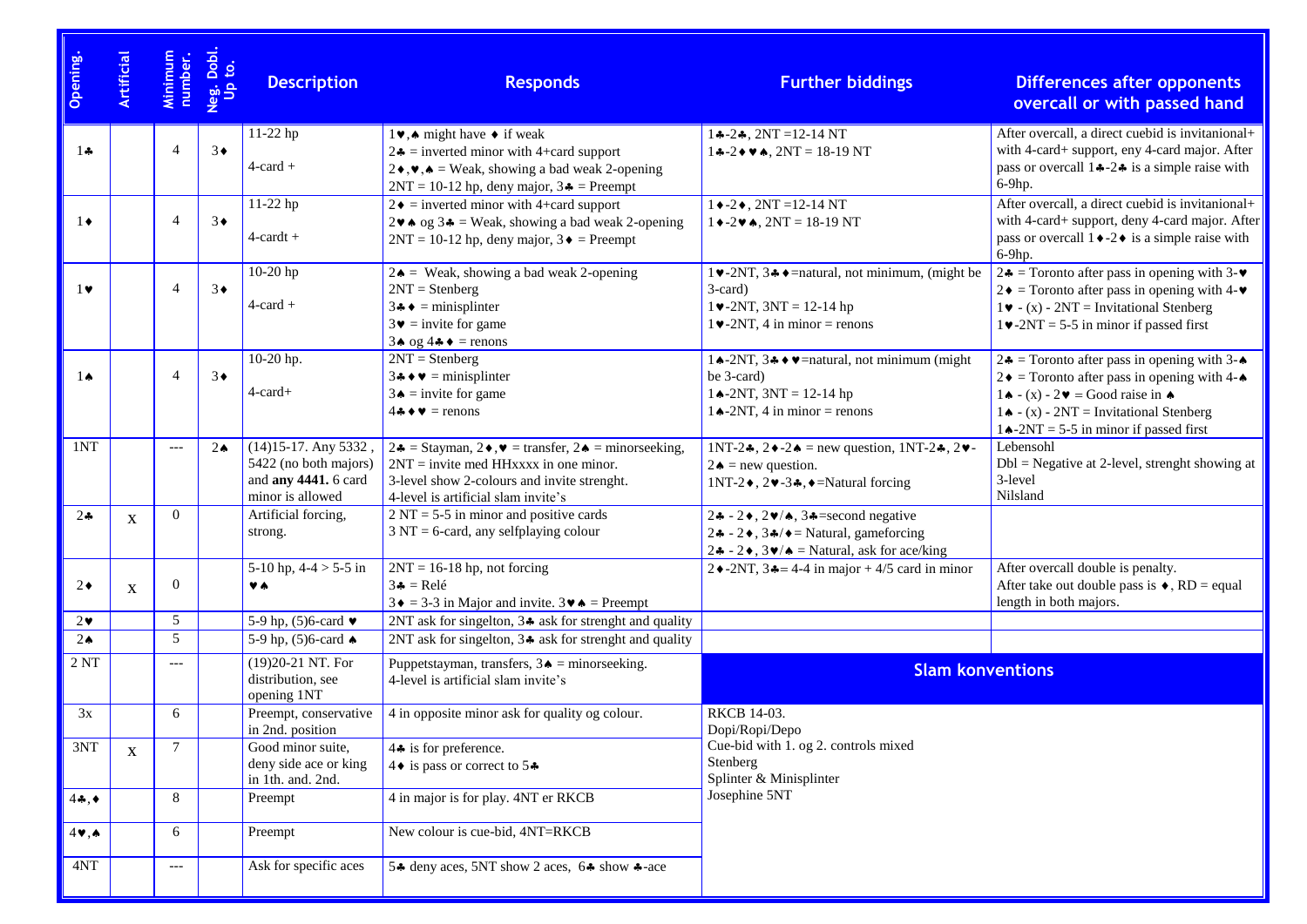| Opening. | Artificial | Minimum number. | Neg. Dobl. Up to. | Description | Responds | Further biddings | Differences after opponents overcall or with passed hand |
|---|---|---|---|---|---|---|---|
| 1♣ | | 4 | 3♦ | 11-22 hp<br><br>4-card + | 1♥,♠ might have ♦ if weak<br>2♣ = inverted minor with 4+card support<br>2♦,♥,♠ = Weak, showing a bad weak 2-opening<br>2NT = 10-12 hp, deny major, 3♣ = Preempt | 1♣-2♣, 2NT =12-14 NT<br>1♣-2♦♥♠, 2NT = 18-19 NT | After overcall, a direct cuebid is invitanional+ with 4-card+ support, eny 4-card major. After pass or overcall 1♣-2♣ is a simple raise with 6-9hp. |
| 1♦ | | 4 | 3♦ | 11-22 hp<br><br>4-cardt + | 2♦ = inverted minor with 4+card support<br>2♥♠ og 3♣ = Weak, showing a bad weak 2-opening<br>2NT = 10-12 hp, deny major, 3♦ = Preempt | 1♦-2♦, 2NT =12-14 NT<br>1♦-2♥♠, 2NT = 18-19 NT | After overcall, a direct cuebid is invitanional+ with 4-card+ support, deny 4-card major. After pass or overcall 1♦-2♦ is a simple raise with 6-9hp. |
| 1♥ | | 4 | 3♦ | 10-20 hp<br><br>4-card + | 2♠ = Weak, showing a bad weak 2-opening<br>2NT = Stenberg<br>3♣♦ = minisplinter<br>3♥ = invite for game<br>3♠ og 4♣♦ = renons | 1♥-2NT, 3♣♦=natural, not minimum, (might be 3-card)<br>1♥-2NT, 3NT = 12-14 hp<br>1♥-2NT, 4 in minor = renons | 2♣ = Toronto after pass in opening with 3-♥<br>2♦ = Toronto after pass in opening with 4-♥<br>1♥ - (x) - 2NT = Invitational Stenberg<br>1♥-2NT = 5-5 in minor if passed first |
| 1♠ | | 4 | 3♦ | 10-20 hp.<br><br>4-card+ | 2NT = Stenberg<br>3♣♦♥ = minisplinter<br>3♠ = invite for game<br>4♣♦♥ = renons | 1♠-2NT, 3♣♦♥=natural, not minimum (might be 3-card)<br>1♠-2NT, 3NT = 12-14 hp<br>1♠-2NT, 4 in minor = renons | 2♣ = Toronto after pass in opening with 3-♠<br>2♦ = Toronto after pass in opening with 4-♠<br>1♠ - (x) - 2♥ = Good raise in ♠<br>1♠ - (x) - 2NT = Invitational Stenberg<br>1♠-2NT = 5-5 in minor if passed first |
| 1NT | | --- | 2♠ | (14)15-17. Any 5332 , 5422 (no both majors) and **any 4441.** 6 card minor is allowed | 2♣ = Stayman, 2♦,♥ = transfer, 2♠ = minorseeking, 2NT = invite med HHxxxx in one minor.<br>3-level show 2-colours and invite strenght.<br>4-level is artificial slam invite's | 1NT-2♣, 2♦-2♠ = new question, 1NT-2♣, 2♥-2♠ = new question.<br>1NT-2♦, 2♥-3♣,♦=Natural forcing | Lebensohl<br>Dbl = Negative at 2-level, strenght showing at 3-level<br>Nilsland |
| 2♣ | X | 0 | | Artificial forcing, strong. | 2 NT = 5-5 in minor and positive cards<br>3 NT = 6-card, any selfplaying colour | 2♣ - 2♦, 2♥/♠, 3♣=second negative<br>2♣ - 2♦, 3♣/♦= Natural, gameforcing<br>2♣ - 2♦, 3♥/♠ = Natural, ask for ace/king | |
| 2♦ | X | 0 | | 5-10 hp, 4-4 > 5-5 in ♥♠ | 2NT = 16-18 hp, not forcing<br>3♣ = Relé<br>3♦ = 3-3 in Major and invite. 3♥♠ = Preempt | 2♦-2NT, 3♣= 4-4 in major + 4/5 card in minor | After overcall double is penalty.<br>After take out double pass is ♦, RD = equal length in both majors. |
| 2♥ | | 5 | | 5-9 hp, (5)6-card ♥ | 2NT ask for singelton, 3♣ ask for strenght and quality | | |
| 2♠ | | 5 | | 5-9 hp, (5)6-card ♠ | 2NT ask for singelton, 3♣ ask for strenght and quality | | |
| 2 NT | | --- | | (19)20-21 NT. For distribution, see opening 1NT | Puppetstayman, transfers, 3♠ = minorseeking.<br>4-level is artificial slam invite's | **Slam konventions** | |
| 3x | | 6 | | Preempt, conservative in 2nd. position | 4 in opposite minor ask for quality og colour. | RKCB 14-03.<br>Dopi/Ropi/Depo<br>Cue-bid with 1. og 2. controls mixed<br>Stenberg<br>Splinter & Minisplinter<br>Josephine 5NT | |
| 3NT | X | 7 | | Good minor suite, deny side ace or king in 1th. and. 2nd. | 4♣ is for preference.<br>4♦ is pass or correct to 5♣ | | |
| 4♣,♦ | | 8 | | Preempt | 4 in major is for play. 4NT er RKCB | | |
| 4♥,♠ | | 6 | | Preempt | New colour is cue-bid, 4NT=RKCB | | |
| 4NT | | --- | | Ask for specific aces | 5♣ deny aces, 5NT show 2 aces, 6♣ show ♣-ace | | |